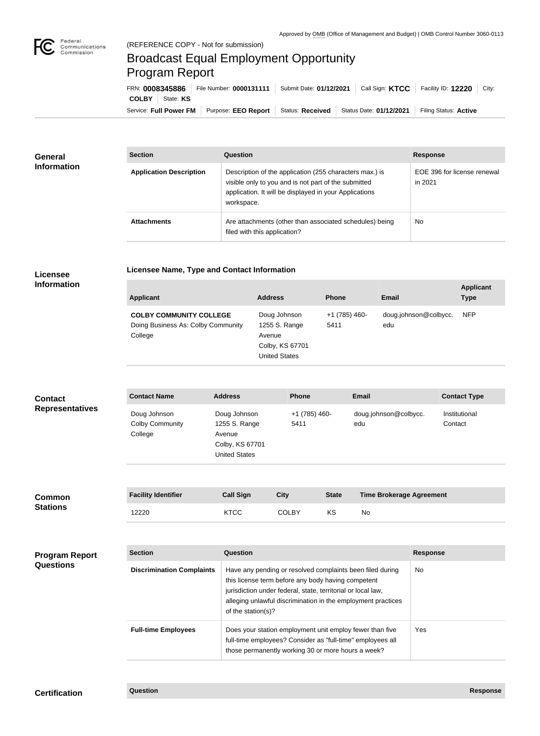Approved by OMB (Office of Management and Budget) | OMB Control Number 3060-0113

Federal Communications Commission

(REFERENCE COPY - Not for submission)

# Broadcast Equal Employment Opportunity Program Report

FRN: **0008345886** | File Number: **0000131111** | Submit Date: **01/12/2021** | Call Sign: **KTCC** | Facility ID: **12220** | City: **COLBY** | State: **KS**

Service: **Full Power FM** | Purpose: **EEO Report** | Status: **Received** | Status Date: **01/12/2021** | Filing Status: **Active**

## General Information

| Section | Question | Response |
| --- | --- | --- |
| **Application Description** | Description of the application (255 characters max.) is visible only to you and is not part of the submitted application. It will be displayed in your Applications workspace. | EOE 396 for license renewal in 2021 |
| **Attachments** | Are attachments (other than associated schedules) being filed with this application? | No |

## Licensee Information

### Licensee Name, Type and Contact Information

| Applicant | Address | Phone | Email | Applicant Type |
| --- | --- | --- | --- | --- |
| **COLBY COMMUNITY COLLEGE** Doing Business As: Colby Community College | Doug Johnson 1255 S. Range Avenue Colby, KS 67701 United States | +1 (785) 460-5411 | doug.johnson@colbycc.edu | NFP |

## Contact Representatives

| Contact Name | Address | Phone | Email | Contact Type |
| --- | --- | --- | --- | --- |
| Doug Johnson Colby Community College | Doug Johnson 1255 S. Range Avenue Colby, KS 67701 United States | +1 (785) 460-5411 | doug.johnson@colbycc.edu | Institutional Contact |

## Common Stations

| Facility Identifier | Call Sign | City | State | Time Brokerage Agreement |
| --- | --- | --- | --- | --- |
| 12220 | KTCC | COLBY | KS | No |

## Program Report Questions

| Section | Question | Response |
| --- | --- | --- |
| **Discrimination Complaints** | Have any pending or resolved complaints been filed during this license term before any body having competent jurisdiction under federal, state, territorial or local law, alleging unlawful discrimination in the employment practices of the station(s)? | No |
| **Full-time Employees** | Does your station employment unit employ fewer than five full-time employees? Consider as "full-time" employees all those permanently working 30 or more hours a week? | Yes |

## Certification

| Question | Response |
| --- | --- |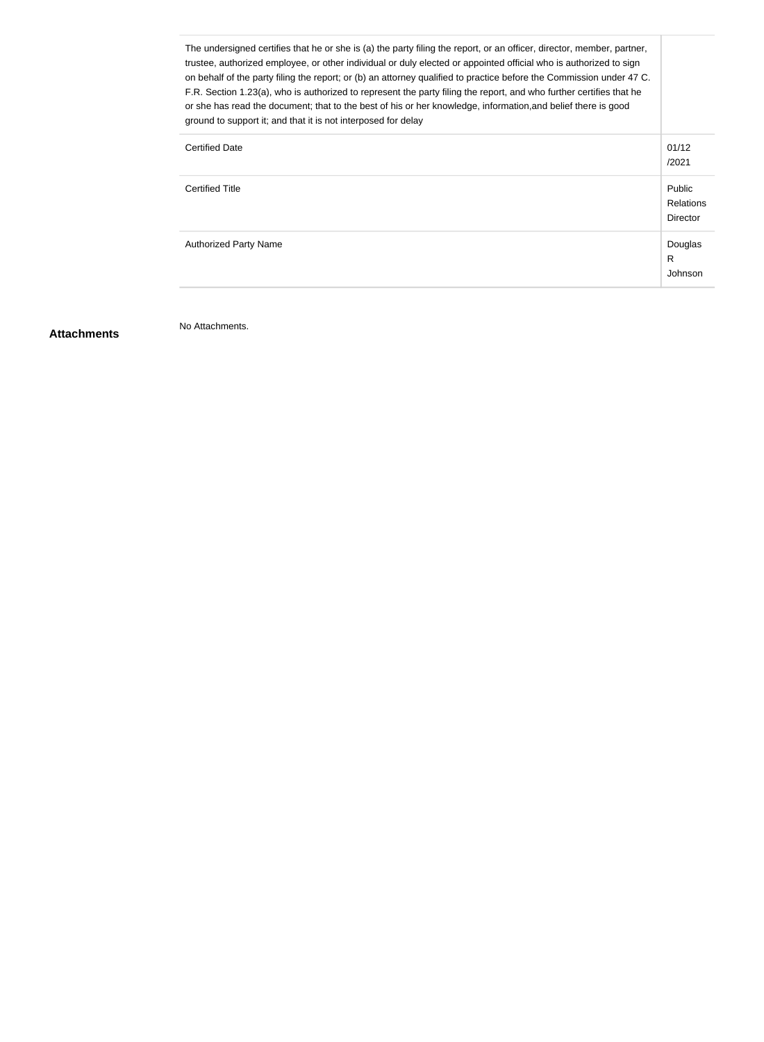| | |
|---|---|
| The undersigned certifies that he or she is (a) the party filing the report, or an officer, director, member, partner, trustee, authorized employee, or other individual or duly elected or appointed official who is authorized to sign on behalf of the party filing the report; or (b) an attorney qualified to practice before the Commission under 47 C.F.R. Section 1.23(a), who is authorized to represent the party filing the report, and who further certifies that he or she has read the document; that to the best of his or her knowledge, information,and belief there is good ground to support it; and that it is not interposed for delay | |
| Certified Date | 01/12/2021 |
| Certified Title | Public Relations Director |
| Authorized Party Name | Douglas R Johnson |

**Attachments**

No Attachments.